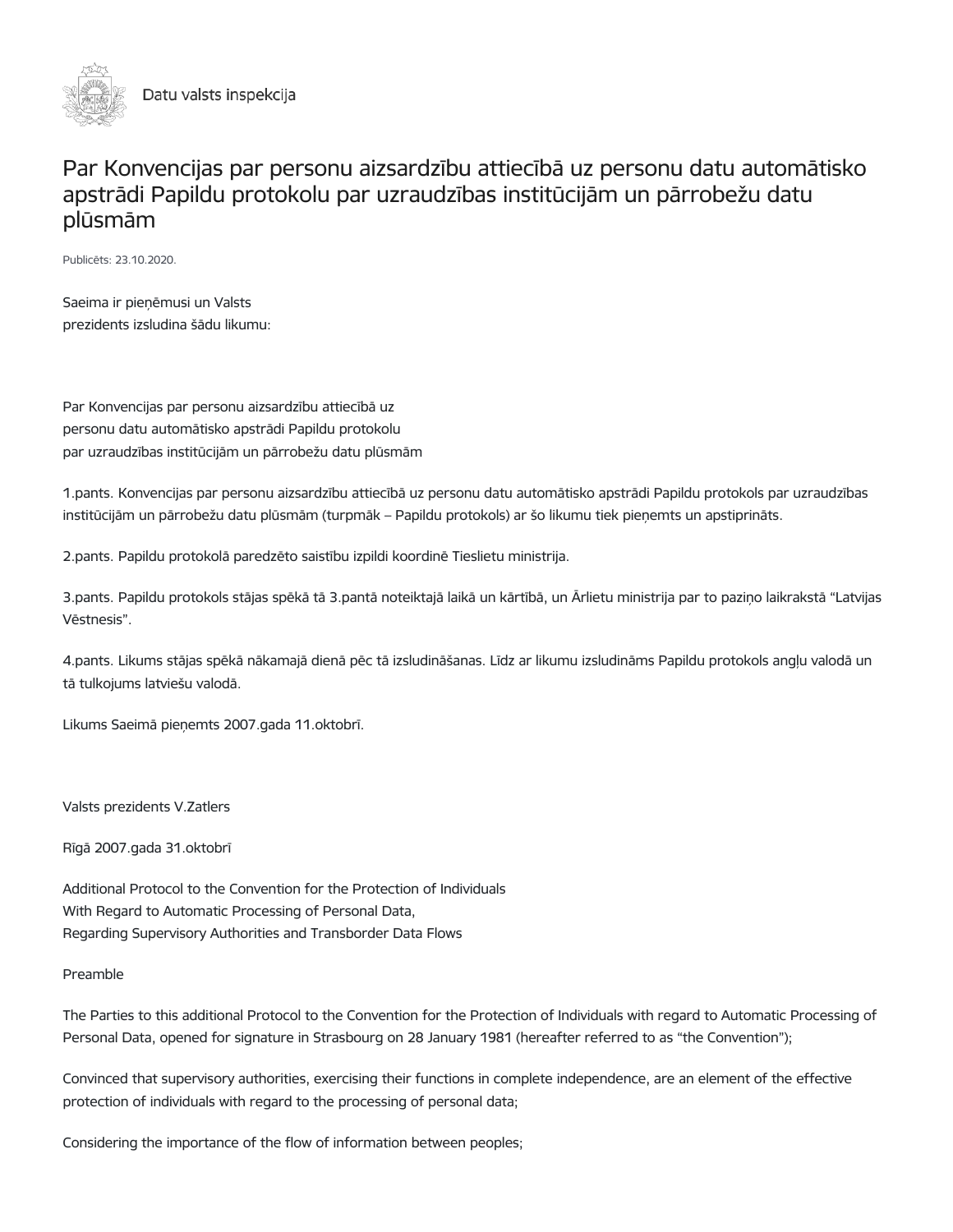Datu valsts inspekcija

# Par Konvencijas par personu aizsardzību attiecībā uz personu datu automātisko apstrādi Papildu protokolu par uzraudzības institūcijām un pārrobežu datu plūsmām

Publicēts: 23.10.2020.

Saeima ir pieņēmusi un Valsts
prezidents izsludina šādu likumu:

Par Konvencijas par personu aizsardzību attiecībā uz
personu datu automātisko apstrādi Papildu protokolu
par uzraudzības institūcijām un pārrobežu datu plūsmām

1.pants. Konvencijas par personu aizsardzību attiecībā uz personu datu automātisko apstrādi Papildu protokols par uzraudzības institūcijām un pārrobežu datu plūsmām (turpmāk – Papildu protokols) ar šo likumu tiek pieņemts un apstiprināts.

2.pants. Papildu protokolā paredzēto saistību izpildi koordinē Tieslietu ministrija.

3.pants. Papildu protokols stājas spēkā tā 3.pantā noteiktajā laikā un kārtībā, un Ārlietu ministrija par to paziņo laikrakstā "Latvijas Vēstnesis".

4.pants. Likums stājas spēkā nākamajā dienā pēc tā izsludināšanas. Līdz ar likumu izsludināms Papildu protokols angļu valodā un tā tulkojums latviešu valodā.

Likums Saeimā pieņemts 2007.gada 11.oktobrī.

Valsts prezidents V.Zatlers

Rīgā 2007.gada 31.oktobrī

Additional Protocol to the Convention for the Protection of Individuals
With Regard to Automatic Processing of Personal Data,
Regarding Supervisory Authorities and Transborder Data Flows

Preamble

The Parties to this additional Protocol to the Convention for the Protection of Individuals with regard to Automatic Processing of Personal Data, opened for signature in Strasbourg on 28 January 1981 (hereafter referred to as "the Convention");

Convinced that supervisory authorities, exercising their functions in complete independence, are an element of the effective protection of individuals with regard to the processing of personal data;

Considering the importance of the flow of information between peoples;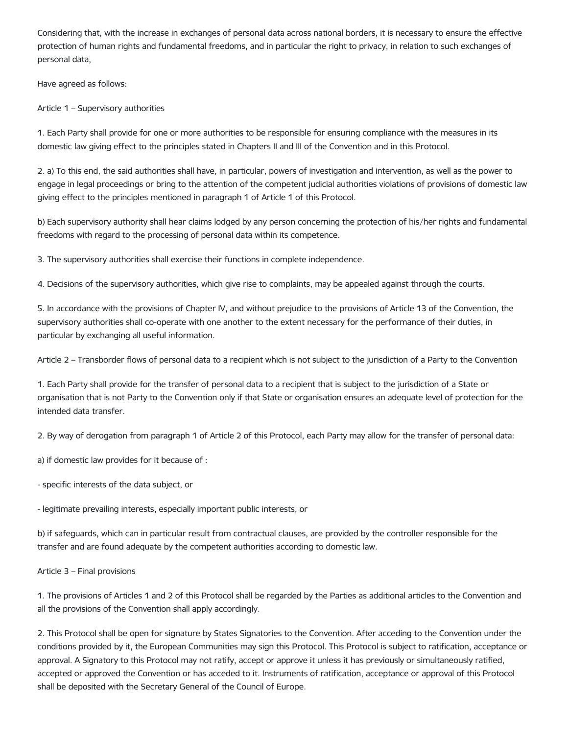Considering that, with the increase in exchanges of personal data across national borders, it is necessary to ensure the effective protection of human rights and fundamental freedoms, and in particular the right to privacy, in relation to such exchanges of personal data,

Have agreed as follows:

Article 1 – Supervisory authorities

1. Each Party shall provide for one or more authorities to be responsible for ensuring compliance with the measures in its domestic law giving effect to the principles stated in Chapters II and III of the Convention and in this Protocol.

2. a) To this end, the said authorities shall have, in particular, powers of investigation and intervention, as well as the power to engage in legal proceedings or bring to the attention of the competent judicial authorities violations of provisions of domestic law giving effect to the principles mentioned in paragraph 1 of Article 1 of this Protocol.

b) Each supervisory authority shall hear claims lodged by any person concerning the protection of his/her rights and fundamental freedoms with regard to the processing of personal data within its competence.

3. The supervisory authorities shall exercise their functions in complete independence.

4. Decisions of the supervisory authorities, which give rise to complaints, may be appealed against through the courts.

5. In accordance with the provisions of Chapter IV, and without prejudice to the provisions of Article 13 of the Convention, the supervisory authorities shall co-operate with one another to the extent necessary for the performance of their duties, in particular by exchanging all useful information.

Article 2 – Transborder flows of personal data to a recipient which is not subject to the jurisdiction of a Party to the Convention

1. Each Party shall provide for the transfer of personal data to a recipient that is subject to the jurisdiction of a State or organisation that is not Party to the Convention only if that State or organisation ensures an adequate level of protection for the intended data transfer.

2. By way of derogation from paragraph 1 of Article 2 of this Protocol, each Party may allow for the transfer of personal data:

a) if domestic law provides for it because of :

- specific interests of the data subject, or

- legitimate prevailing interests, especially important public interests, or

b) if safeguards, which can in particular result from contractual clauses, are provided by the controller responsible for the transfer and are found adequate by the competent authorities according to domestic law.

Article 3 – Final provisions

1. The provisions of Articles 1 and 2 of this Protocol shall be regarded by the Parties as additional articles to the Convention and all the provisions of the Convention shall apply accordingly.

2. This Protocol shall be open for signature by States Signatories to the Convention. After acceding to the Convention under the conditions provided by it, the European Communities may sign this Protocol. This Protocol is subject to ratification, acceptance or approval. A Signatory to this Protocol may not ratify, accept or approve it unless it has previously or simultaneously ratified, accepted or approved the Convention or has acceded to it. Instruments of ratification, acceptance or approval of this Protocol shall be deposited with the Secretary General of the Council of Europe.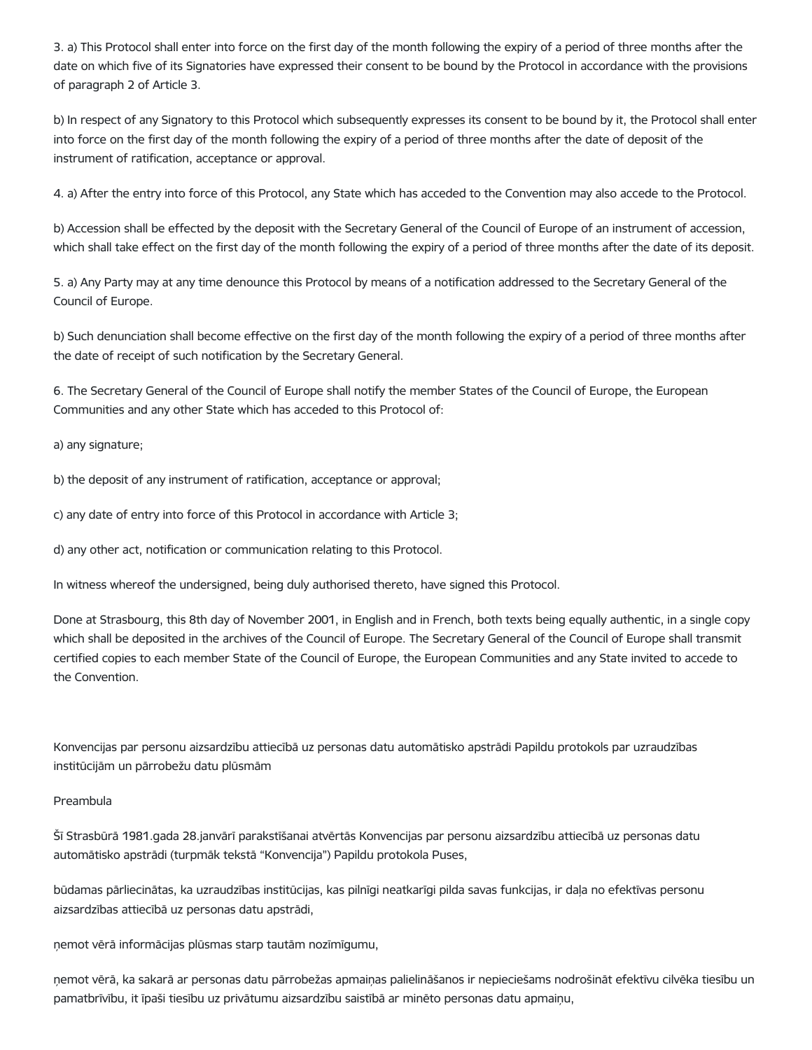3. a) This Protocol shall enter into force on the first day of the month following the expiry of a period of three months after the date on which five of its Signatories have expressed their consent to be bound by the Protocol in accordance with the provisions of paragraph 2 of Article 3.

b) In respect of any Signatory to this Protocol which subsequently expresses its consent to be bound by it, the Protocol shall enter into force on the first day of the month following the expiry of a period of three months after the date of deposit of the instrument of ratification, acceptance or approval.

4. a) After the entry into force of this Protocol, any State which has acceded to the Convention may also accede to the Protocol.

b) Accession shall be effected by the deposit with the Secretary General of the Council of Europe of an instrument of accession, which shall take effect on the first day of the month following the expiry of a period of three months after the date of its deposit.

5. a) Any Party may at any time denounce this Protocol by means of a notification addressed to the Secretary General of the Council of Europe.

b) Such denunciation shall become effective on the first day of the month following the expiry of a period of three months after the date of receipt of such notification by the Secretary General.

6. The Secretary General of the Council of Europe shall notify the member States of the Council of Europe, the European Communities and any other State which has acceded to this Protocol of:

a) any signature;

b) the deposit of any instrument of ratification, acceptance or approval;

c) any date of entry into force of this Protocol in accordance with Article 3;

d) any other act, notification or communication relating to this Protocol.

In witness whereof the undersigned, being duly authorised thereto, have signed this Protocol.

Done at Strasbourg, this 8th day of November 2001, in English and in French, both texts being equally authentic, in a single copy which shall be deposited in the archives of the Council of Europe. The Secretary General of the Council of Europe shall transmit certified copies to each member State of the Council of Europe, the European Communities and any State invited to accede to the Convention.

Konvencijas par personu aizsardzību attiecībā uz personas datu automātisko apstrādi Papildu protokols par uzraudzības institūcijām un pārrobežu datu plūsmām

Preambula

Šī Strasbūrā 1981.gada 28.janvārī parakstīšanai atvērtās Konvencijas par personu aizsardzību attiecībā uz personas datu automātisko apstrādi (turpmāk tekstā "Konvencija") Papildu protokola Puses,

būdamas pārliecinātas, ka uzraudzības institūcijas, kas pilnīgi neatkarīgi pilda savas funkcijas, ir daļa no efektīvas personu aizsardzības attiecībā uz personas datu apstrādi,

ņemot vērā informācijas plūsmas starp tautām nozīmīgumu,

ņemot vērā, ka sakarā ar personas datu pārrobežas apmaiņas palielināšanos ir nepieciešams nodrošināt efektīvu cilvēka tiesību un pamatbrīvību, it īpaši tiesību uz privātumu aizsardzību saistībā ar minēto personas datu apmaiņu,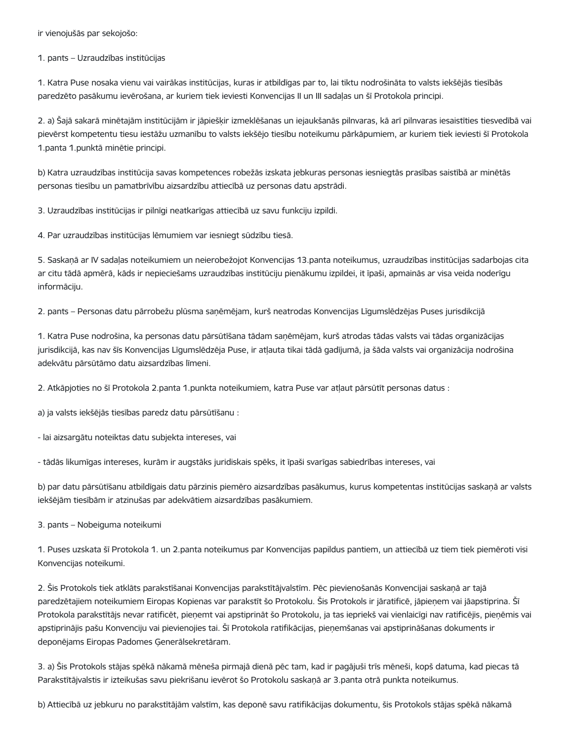ir vienojušās par sekojošo:

1. pants – Uzraudzības institūcijas

1. Katra Puse nosaka vienu vai vairākas institūcijas, kuras ir atbildīgas par to, lai tiktu nodrošināta to valsts iekšējās tiesībās paredzēto pasākumu ievērošana, ar kuriem tiek ieviesti Konvencijas II un III sadaļas un šī Protokola principi.

2. a) Šajā sakarā minētajām institūcijām ir jāpiešķir izmeklēšanas un iejaukšanās pilnvaras, kā arī pilnvaras iesaistīties tiesvedībā vai pievērst kompetentu tiesu iestāžu uzmanību to valsts iekšējo tiesību noteikumu pārkāpumiem, ar kuriem tiek ieviesti šī Protokola 1.panta 1.punktā minētie principi.

b) Katra uzraudzības institūcija savas kompetences robežās izskata jebkuras personas iesniegtās prasības saistībā ar minētās personas tiesību un pamatbrīvību aizsardzību attiecībā uz personas datu apstrādi.

3. Uzraudzības institūcijas ir pilnīgi neatkarīgas attiecībā uz savu funkciju izpildi.

4. Par uzraudzības institūcijas lēmumiem var iesniegt sūdzību tiesā.

5. Saskaņā ar IV sadaļas noteikumiem un neierobežojot Konvencijas 13.panta noteikumus, uzraudzības institūcijas sadarbojas cita ar citu tādā apmērā, kāds ir nepieciešams uzraudzības institūciju pienākumu izpildei, it īpaši, apmainās ar visa veida noderīgu informāciju.

2. pants – Personas datu pārrobežu plūsma saņēmējam, kurš neatrodas Konvencijas Līgumslēdzējas Puses jurisdikcijā

1. Katra Puse nodrošina, ka personas datu pārsūtīšana tādam saņēmējam, kurš atrodas tādas valsts vai tādas organizācijas jurisdikcijā, kas nav šīs Konvencijas Līgumslēdzēja Puse, ir atļauta tikai tādā gadījumā, ja šāda valsts vai organizācija nodrošina adekvātu pārsūtāmo datu aizsardzības līmeni.

2. Atkāpjoties no šī Protokola 2.panta 1.punkta noteikumiem, katra Puse var atļaut pārsūtīt personas datus :

a) ja valsts iekšējās tiesības paredz datu pārsūtīšanu :

- lai aizsargātu noteiktas datu subjekta intereses, vai

- tādās likumīgas intereses, kurām ir augstāks juridiskais spēks, it īpaši svarīgas sabiedrības intereses, vai

b) par datu pārsūtīšanu atbildīgais datu pārzinis piemēro aizsardzības pasākumus, kurus kompetentas institūcijas saskaņā ar valsts iekšējām tiesībām ir atzinušas par adekvātiem aizsardzības pasākumiem.

3. pants – Nobeiguma noteikumi

1. Puses uzskata šī Protokola 1. un 2.panta noteikumus par Konvencijas papildus pantiem, un attiecībā uz tiem tiek piemēroti visi Konvencijas noteikumi.

2. Šis Protokols tiek atklāts parakstīšanai Konvencijas parakstītājvalstīm. Pēc pievienošanās Konvencijai saskaņā ar tajā paredzētajiem noteikumiem Eiropas Kopienas var parakstīt šo Protokolu. Šis Protokols ir jāratificē, jāpieņem vai jāapstiprina. Šī Protokola parakstītājs nevar ratificēt, pieņemt vai apstiprināt šo Protokolu, ja tas iepriekš vai vienlaicīgi nav ratificējis, pieņēmis vai apstiprinājis pašu Konvenciju vai pievienojies tai. Šī Protokola ratifikācijas, pieņemšanas vai apstiprināšanas dokuments ir deponējams Eiropas Padomes Ģenerālsekretāram.

3. a) Šis Protokols stājas spēkā nākamā mēneša pirmajā dienā pēc tam, kad ir pagājuši trīs mēneši, kopš datuma, kad piecas tā Parakstītājvalstis ir izteikušas savu piekrišanu ievērot šo Protokolu saskaņā ar 3.panta otrā punkta noteikumus.

b) Attiecībā uz jebkuru no parakstītājām valstīm, kas deponē savu ratifikācijas dokumentu, šis Protokols stājas spēkā nākamā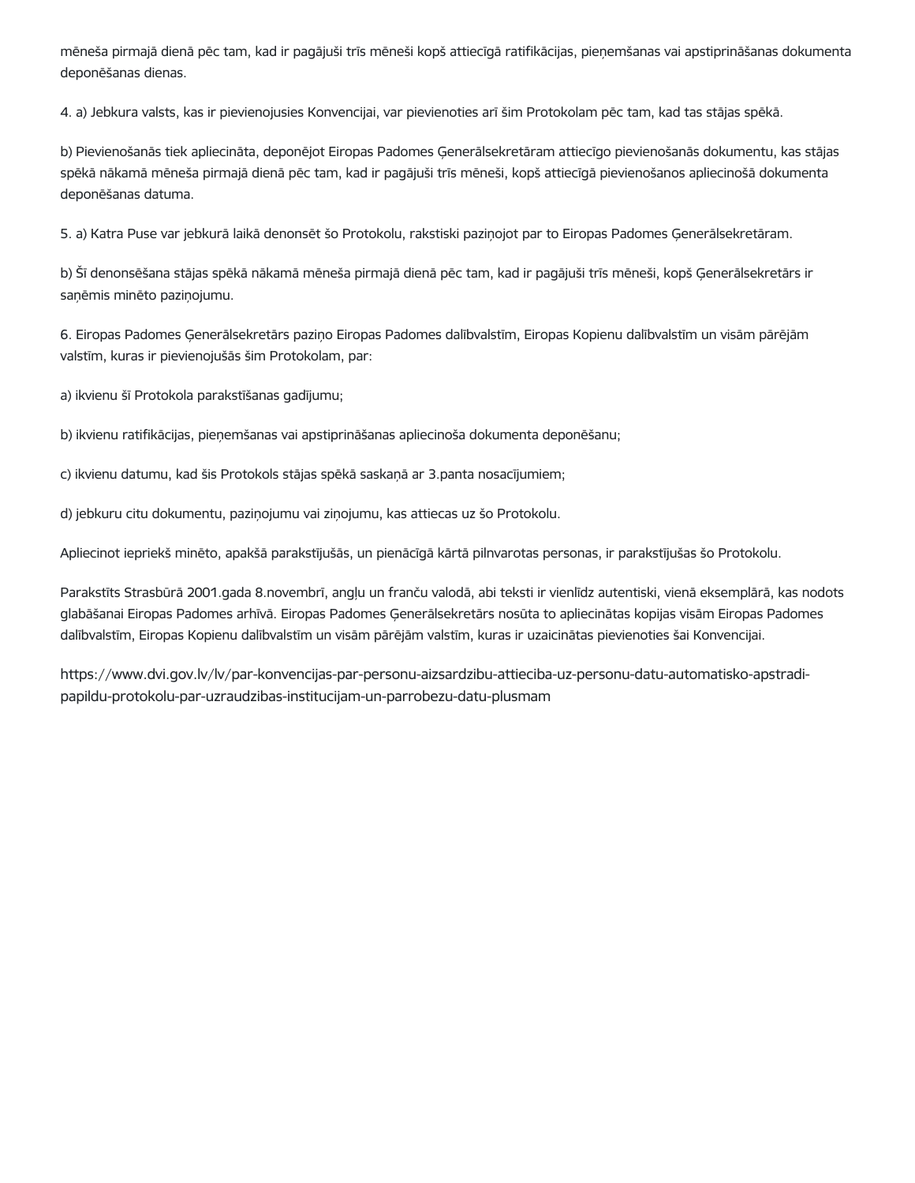mēneša pirmajā dienā pēc tam, kad ir pagājuši trīs mēneši kopš attiecīgā ratifikācijas, pieņemšanas vai apstiprināšanas dokumenta deponēšanas dienas.

4. a) Jebkura valsts, kas ir pievienojusies Konvencijai, var pievienoties arī šim Protokolam pēc tam, kad tas stājas spēkā.

b) Pievienošanās tiek apliecināta, deponējot Eiropas Padomes Ģenerālsekretāram attiecīgo pievienošanās dokumentu, kas stājas spēkā nākamā mēneša pirmajā dienā pēc tam, kad ir pagājuši trīs mēneši, kopš attiecīgā pievienošanos apliecinošā dokumenta deponēšanas datuma.

5. a) Katra Puse var jebkurā laikā denonsēt šo Protokolu, rakstiski paziņojot par to Eiropas Padomes Ģenerālsekretāram.

b) Šī denonsēšana stājas spēkā nākamā mēneša pirmajā dienā pēc tam, kad ir pagājuši trīs mēneši, kopš Ģenerālsekretārs ir saņēmis minēto paziņojumu.

6. Eiropas Padomes Ģenerālsekretārs paziņo Eiropas Padomes dalībvalstīm, Eiropas Kopienu dalībvalstīm un visām pārējām valstīm, kuras ir pievienojušās šim Protokolam, par:

a) ikvienu šī Protokola parakstīšanas gadījumu;

b) ikvienu ratifikācijas, pieņemšanas vai apstiprināšanas apliecinoša dokumenta deponēšanu;

c) ikvienu datumu, kad šis Protokols stājas spēkā saskaņā ar 3.panta nosacījumiem;

d) jebkuru citu dokumentu, paziņojumu vai ziņojumu, kas attiecas uz šo Protokolu.

Apliecinot iepriekš minēto, apakšā parakstījušās, un pienācīgā kārtā pilnvarotas personas, ir parakstījušās šo Protokolu.

Parakstīts Strasbūrā 2001.gada 8.novembrī, angļu un franču valodā, abi teksti ir vienlīdz autentiski, vienā eksemplārā, kas nodots glabāšanai Eiropas Padomes arhīvā. Eiropas Padomes Ģenerālsekretārs nosūta to apliecinātas kopijas visām Eiropas Padomes dalībvalstīm, Eiropas Kopienu dalībvalstīm un visām pārējām valstīm, kuras ir uzaicinātas pievienoties šai Konvencijai.

https://www.dvi.gov.lv/lv/par-konvencijas-par-personu-aizsardzibu-attieciba-uz-personu-datu-automatisko-apstradi-papildu-protokolu-par-uzraudzibas-institucijam-un-parrobezu-datu-plusmam